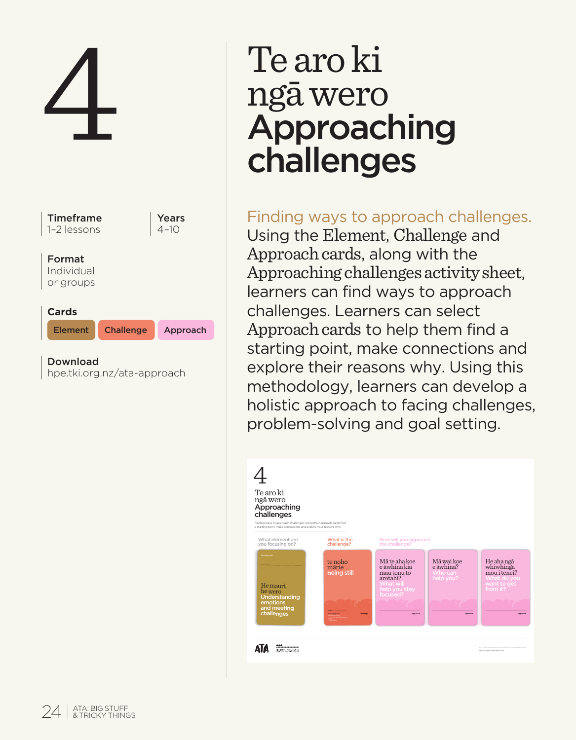# 4

# Te aro ki ngā wero Approaching challenges

**Timeframe**
1–2 lessons

**Years**
4–10

**Format**
Individual or groups

**Cards**
Element | Challenge | Approach

**Download**
hpe.tki.org.nz/ata-approach

Finding ways to approach challenges.

Using the Element, Challenge and Approach cards, along with the Approaching challenges activity sheet, learners can find ways to approach challenges. Learners can select Approach cards to help them find a starting point, make connections and explore their reasons why. Using this methodology, learners can develop a holistic approach to facing challenges, problem-solving and goal setting.

4

Te aro ki ngā wero
Approaching challenges

Finding ways to approach challenges. Using the Approach cards find a starting point, make connections and explore your reasons why.

What element are you focusing on? | What is the challenge? | How will you approach the challenge?

He mauri, he wero
Understanding emotions and meeting challenges

te noho mārie
being still

Mā te aha koe e āwhina kia mau tonu tō arotahi?
What will help you stay focused?

Mā wai koe e āwhina?
Who can help you?

He aha ngā whiwhinga mōu i tēnei?
What do you want to get from it?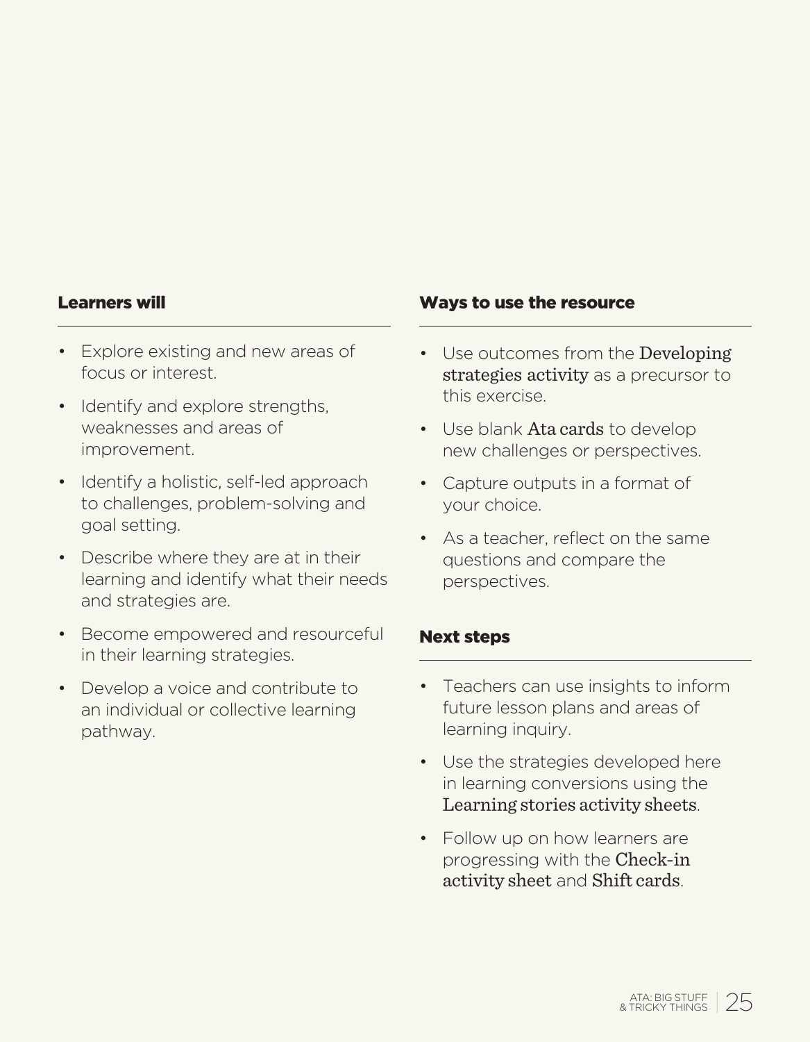## Learners will

- Explore existing and new areas of focus or interest.
- Identify and explore strengths, weaknesses and areas of improvement.
- Identify a holistic, self-led approach to challenges, problem-solving and goal setting.
- Describe where they are at in their learning and identify what their needs and strategies are.
- Become empowered and resourceful in their learning strategies.
- Develop a voice and contribute to an individual or collective learning pathway.

## Ways to use the resource

- Use outcomes from the Developing strategies activity as a precursor to this exercise.
- Use blank Ata cards to develop new challenges or perspectives.
- Capture outputs in a format of your choice.
- As a teacher, reflect on the same questions and compare the perspectives.

## Next steps

- Teachers can use insights to inform future lesson plans and areas of learning inquiry.
- Use the strategies developed here in learning conversions using the Learning stories activity sheets.
- Follow up on how learners are progressing with the Check-in activity sheet and Shift cards.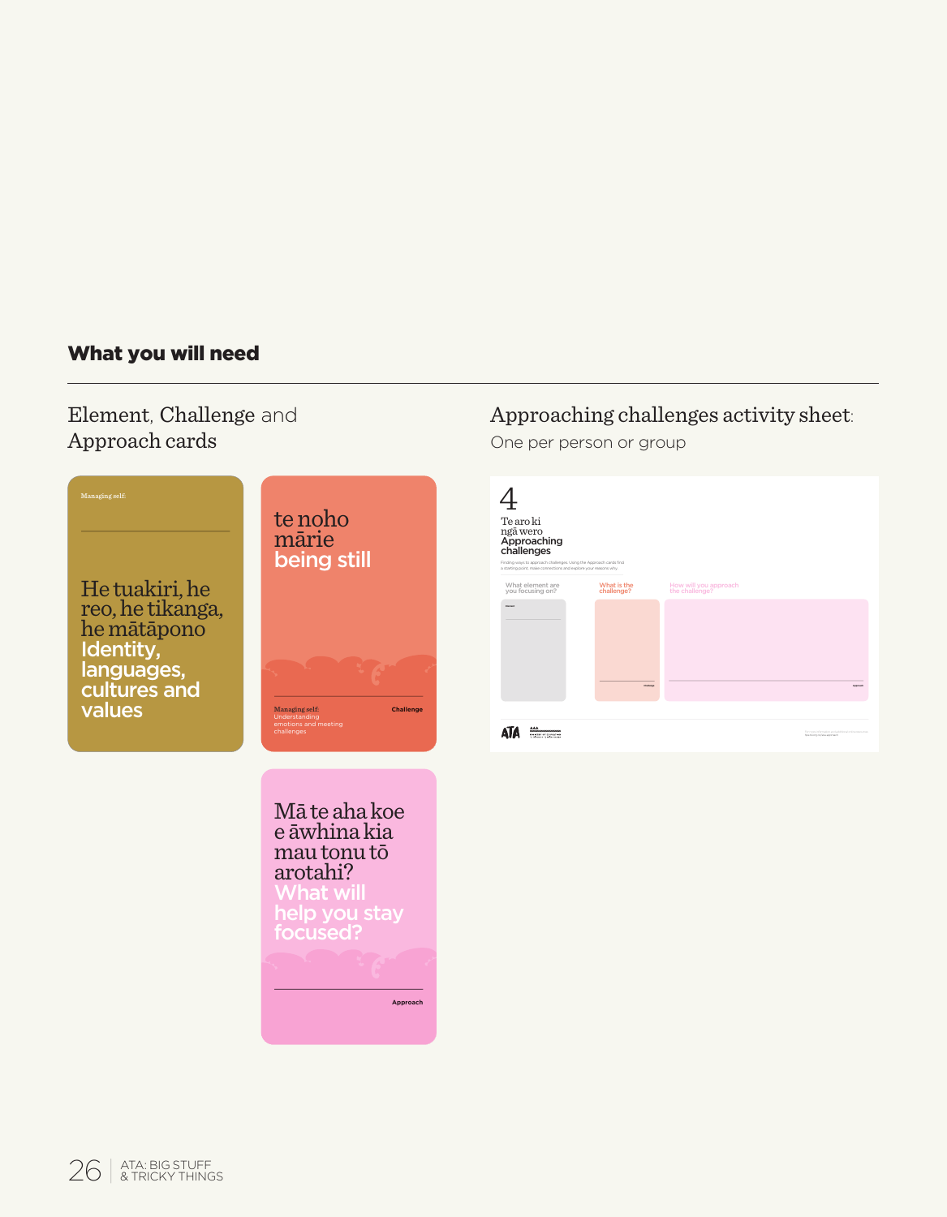## What you will need

Element, Challenge and Approach cards

Managing self:

He tuakiri, he reo, he tikanga, he mātāpono
**Identity, languages, cultures and values**

te noho mārie
**being still**

Managing self:
Understanding emotions and meeting challenges

Challenge

Mā te aha koe e āwhina kia mau tonu tō arotahi?
**What will help you stay focused?**

Approach

Approaching challenges activity sheet:
One per person or group

4

Te aro ki ngā wero
Approaching challenges

Finding ways to approach challenges. Using the Approach cards find a starting point, make connections and explore your reasons why.

What element are you focusing on?

What is the challenge?

How will you approach the challenge?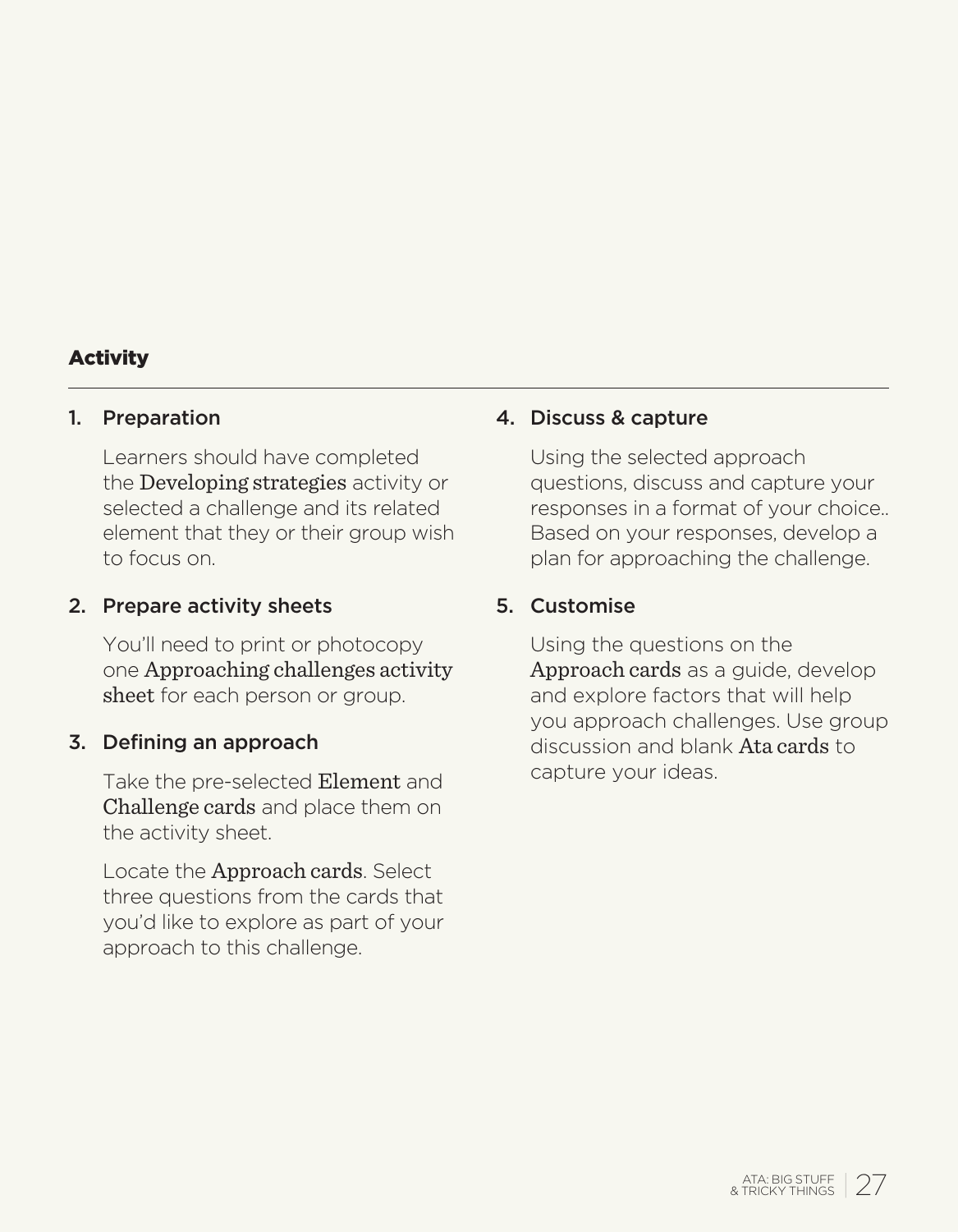## Activity

1. **Preparation**

   Learners should have completed the Developing strategies activity or selected a challenge and its related element that they or their group wish to focus on.

2. **Prepare activity sheets**

   You'll need to print or photocopy one Approaching challenges activity sheet for each person or group.

3. **Defining an approach**

   Take the pre-selected Element and Challenge cards and place them on the activity sheet.

   Locate the Approach cards. Select three questions from the cards that you'd like to explore as part of your approach to this challenge.

4. **Discuss & capture**

   Using the selected approach questions, discuss and capture your responses in a format of your choice.. Based on your responses, develop a plan for approaching the challenge.

5. **Customise**

   Using the questions on the Approach cards as a guide, develop and explore factors that will help you approach challenges. Use group discussion and blank Ata cards to capture your ideas.